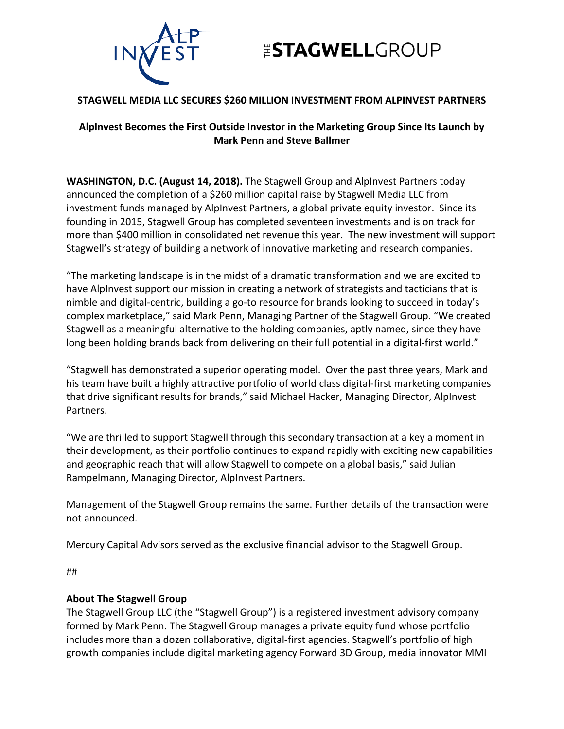# STAGWELL MEDIA LLC SECURES $260 MILLION INVESTMENT FROM ALPINVEST PARTNERS

## AlpInvest Becomes the First Outside Investor in the Marketing Group Since Its Launch by Mark Penn and Steve Ballmer

**WASHINGTON, D.C. (August 14, 2018).** The Stagwell Group and AlpInvest Partners today announced the completion of a $260 million capital raise by Stagwell Media LLC from investment funds managed by AlpInvest Partners, a global private equity investor. Since its founding in 2015, Stagwell Group has completed seventeen investments and is on track for more than $400 million in consolidated net revenue this year. The new investment will support Stagwell's strategy of building a network of innovative marketing and research companies.

"The marketing landscape is in the midst of a dramatic transformation and we are excited to have AlpInvest support our mission in creating a network of strategists and tacticians that is nimble and digital-centric, building a go-to resource for brands looking to succeed in today's complex marketplace," said Mark Penn, Managing Partner of the Stagwell Group. "We created Stagwell as a meaningful alternative to the holding companies, aptly named, since they have long been holding brands back from delivering on their full potential in a digital-first world."

"Stagwell has demonstrated a superior operating model. Over the past three years, Mark and his team have built a highly attractive portfolio of world class digital-first marketing companies that drive significant results for brands," said Michael Hacker, Managing Director, AlpInvest Partners.

"We are thrilled to support Stagwell through this secondary transaction at a key a moment in their development, as their portfolio continues to expand rapidly with exciting new capabilities and geographic reach that will allow Stagwell to compete on a global basis," said Julian Rampelmann, Managing Director, AlpInvest Partners.

Management of the Stagwell Group remains the same. Further details of the transaction were not announced.

Mercury Capital Advisors served as the exclusive financial advisor to the Stagwell Group.

##

**About The Stagwell Group**

The Stagwell Group LLC (the "Stagwell Group") is a registered investment advisory company formed by Mark Penn. The Stagwell Group manages a private equity fund whose portfolio includes more than a dozen collaborative, digital-first agencies. Stagwell's portfolio of high growth companies include digital marketing agency Forward 3D Group, media innovator MMI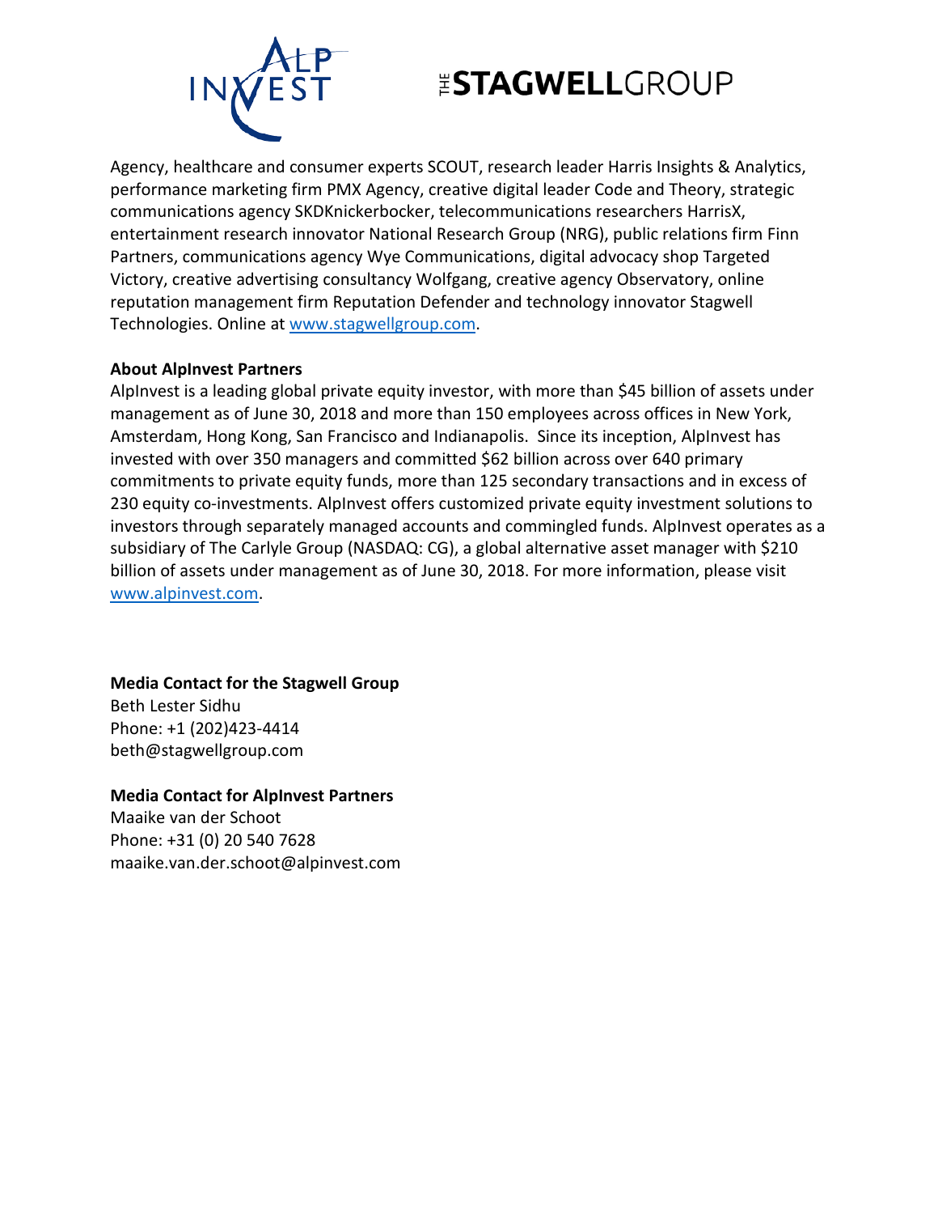Agency, healthcare and consumer experts SCOUT, research leader Harris Insights & Analytics, performance marketing firm PMX Agency, creative digital leader Code and Theory, strategic communications agency SKDKnickerbocker, telecommunications researchers HarrisX, entertainment research innovator National Research Group (NRG), public relations firm Finn Partners, communications agency Wye Communications, digital advocacy shop Targeted Victory, creative advertising consultancy Wolfgang, creative agency Observatory, online reputation management firm Reputation Defender and technology innovator Stagwell Technologies. Online at www.stagwellgroup.com.

**About AlpInvest Partners**

AlpInvest is a leading global private equity investor, with more than $45 billion of assets under management as of June 30, 2018 and more than 150 employees across offices in New York, Amsterdam, Hong Kong, San Francisco and Indianapolis. Since its inception, AlpInvest has invested with over 350 managers and committed $62 billion across over 640 primary commitments to private equity funds, more than 125 secondary transactions and in excess of 230 equity co-investments. AlpInvest offers customized private equity investment solutions to investors through separately managed accounts and commingled funds. AlpInvest operates as a subsidiary of The Carlyle Group (NASDAQ: CG), a global alternative asset manager with $210 billion of assets under management as of June 30, 2018. For more information, please visit www.alpinvest.com.

**Media Contact for the Stagwell Group**

Beth Lester Sidhu
Phone: +1 (202)423-4414
beth@stagwellgroup.com

**Media Contact for AlpInvest Partners**

Maaike van der Schoot
Phone: +31 (0) 20 540 7628
maaike.van.der.schoot@alpinvest.com